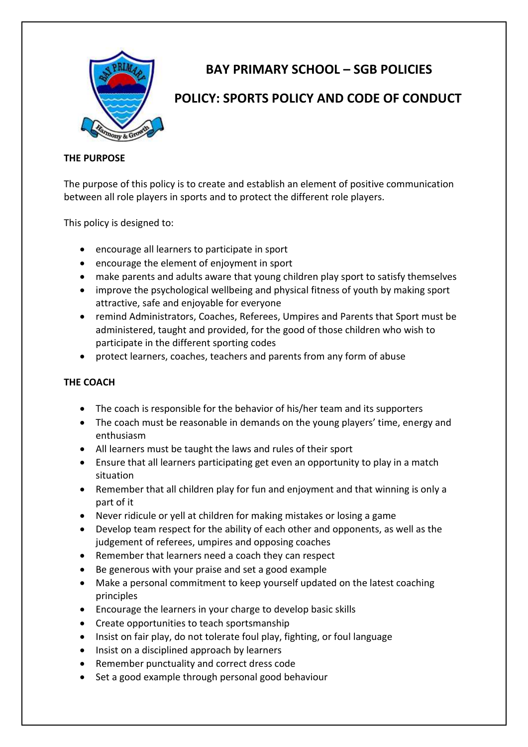# BAY PRIMARY SCHOOL – SGB POLICIES

## POLICY: SPORTS POLICY AND CODE OF CONDUCT

### THE PURPOSE

The purpose of this policy is to create and establish an element of positive communication between all role players in sports and to protect the different role players.

This policy is designed to:

- encourage all learners to participate in sport
- encourage the element of enjoyment in sport
- make parents and adults aware that young children play sport to satisfy themselves
- improve the psychological wellbeing and physical fitness of youth by making sport attractive, safe and enjoyable for everyone
- remind Administrators, Coaches, Referees, Umpires and Parents that Sport must be administered, taught and provided, for the good of those children who wish to participate in the different sporting codes
- protect learners, coaches, teachers and parents from any form of abuse

### THE COACH

- The coach is responsible for the behavior of his/her team and its supporters
- The coach must be reasonable in demands on the young players' time, energy and enthusiasm
- All learners must be taught the laws and rules of their sport
- Ensure that all learners participating get even an opportunity to play in a match situation
- Remember that all children play for fun and enjoyment and that winning is only a part of it
- Never ridicule or yell at children for making mistakes or losing a game
- Develop team respect for the ability of each other and opponents, as well as the judgement of referees, umpires and opposing coaches
- Remember that learners need a coach they can respect
- Be generous with your praise and set a good example
- Make a personal commitment to keep yourself updated on the latest coaching principles
- Encourage the learners in your charge to develop basic skills
- Create opportunities to teach sportsmanship
- Insist on fair play, do not tolerate foul play, fighting, or foul language
- Insist on a disciplined approach by learners
- Remember punctuality and correct dress code
- Set a good example through personal good behaviour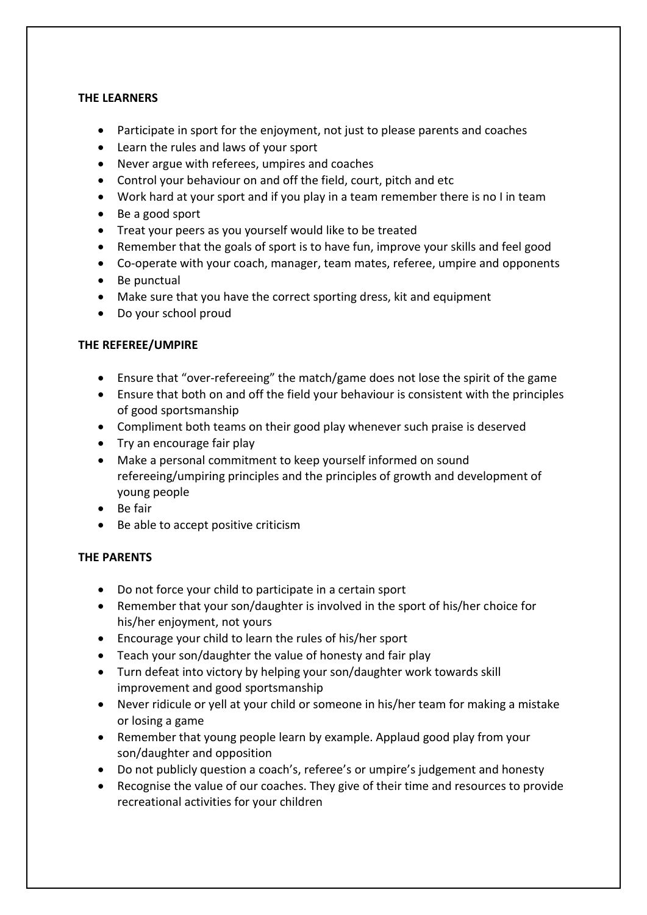**THE LEARNERS**

- Participate in sport for the enjoyment, not just to please parents and coaches
- Learn the rules and laws of your sport
- Never argue with referees, umpires and coaches
- Control your behaviour on and off the field, court, pitch and etc
- Work hard at your sport and if you play in a team remember there is no I in team
- Be a good sport
- Treat your peers as you yourself would like to be treated
- Remember that the goals of sport is to have fun, improve your skills and feel good
- Co-operate with your coach, manager, team mates, referee, umpire and opponents
- Be punctual
- Make sure that you have the correct sporting dress, kit and equipment
- Do your school proud

**THE REFEREE/UMPIRE**

- Ensure that "over-refereeing" the match/game does not lose the spirit of the game
- Ensure that both on and off the field your behaviour is consistent with the principles of good sportsmanship
- Compliment both teams on their good play whenever such praise is deserved
- Try an encourage fair play
- Make a personal commitment to keep yourself informed on sound refereeing/umpiring principles and the principles of growth and development of young people
- Be fair
- Be able to accept positive criticism

**THE PARENTS**

- Do not force your child to participate in a certain sport
- Remember that your son/daughter is involved in the sport of his/her choice for his/her enjoyment, not yours
- Encourage your child to learn the rules of his/her sport
- Teach your son/daughter the value of honesty and fair play
- Turn defeat into victory by helping your son/daughter work towards skill improvement and good sportsmanship
- Never ridicule or yell at your child or someone in his/her team for making a mistake or losing a game
- Remember that young people learn by example. Applaud good play from your son/daughter and opposition
- Do not publicly question a coach's, referee's or umpire's judgement and honesty
- Recognise the value of our coaches. They give of their time and resources to provide recreational activities for your children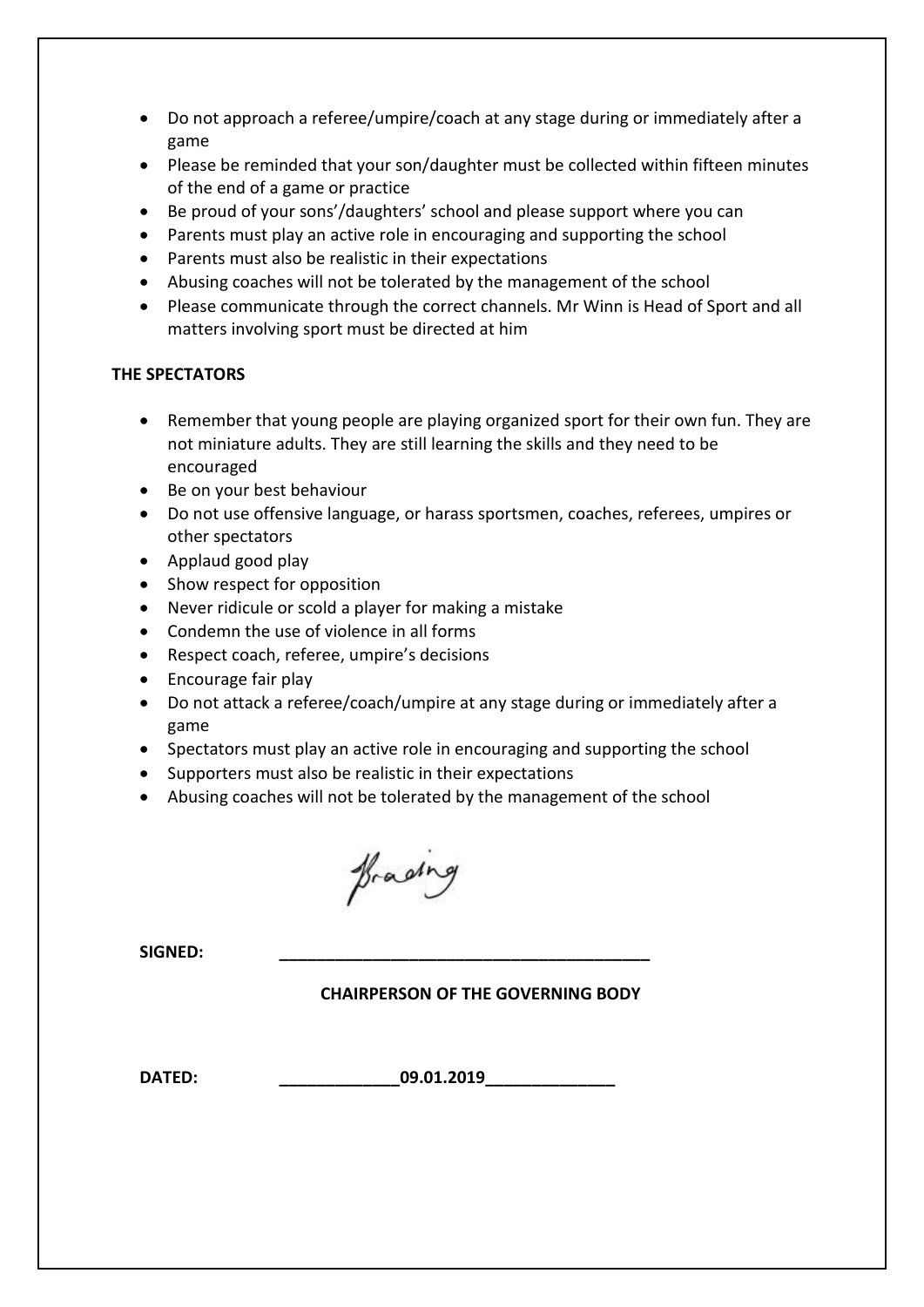- Do not approach a referee/umpire/coach at any stage during or immediately after a game
- Please be reminded that your son/daughter must be collected within fifteen minutes of the end of a game or practice
- Be proud of your sons'/daughters' school and please support where you can
- Parents must play an active role in encouraging and supporting the school
- Parents must also be realistic in their expectations
- Abusing coaches will not be tolerated by the management of the school
- Please communicate through the correct channels. Mr Winn is Head of Sport and all matters involving sport must be directed at him

**THE SPECTATORS**

- Remember that young people are playing organized sport for their own fun. They are not miniature adults. They are still learning the skills and they need to be encouraged
- Be on your best behaviour
- Do not use offensive language, or harass sportsmen, coaches, referees, umpires or other spectators
- Applaud good play
- Show respect for opposition
- Never ridicule or scold a player for making a mistake
- Condemn the use of violence in all forms
- Respect coach, referee, umpire's decisions
- Encourage fair play
- Do not attack a referee/coach/umpire at any stage during or immediately after a game
- Spectators must play an active role in encouraging and supporting the school
- Supporters must also be realistic in their expectations
- Abusing coaches will not be tolerated by the management of the school

**SIGNED:** ________________________________________

**CHAIRPERSON OF THE GOVERNING BODY**

**DATED:** _____________09.01.2019_____________